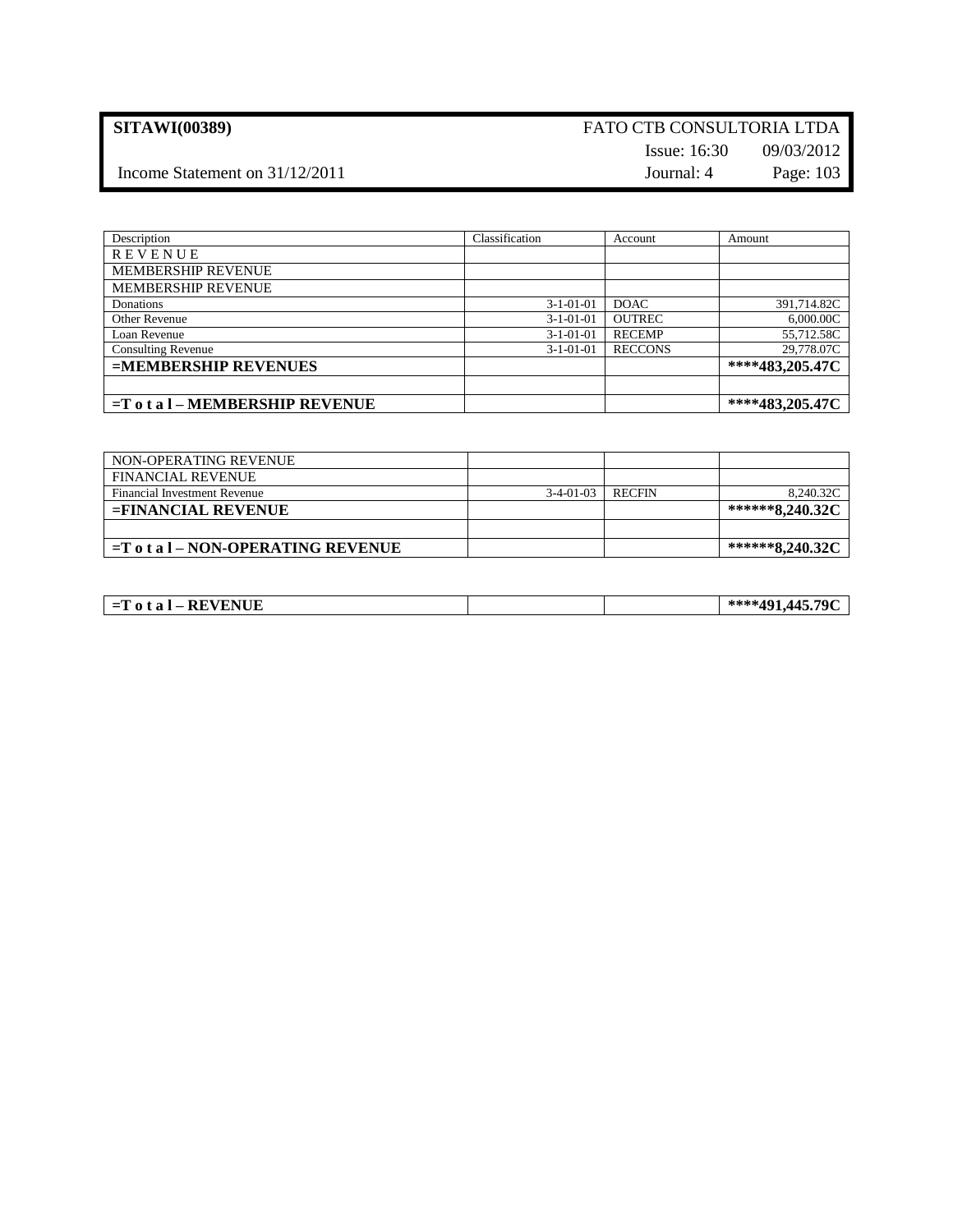**SITAWI(00389)** FATO CTB CONSULTORIA LTDA

Issue: 16:30 09/03/2012

Income Statement on 31/12/2011 Journal: 4 Page: 103

| Description | Classification | Account | Amount |
|---|---|---|---|
| R E V E N U E | | | |
| MEMBERSHIP REVENUE | | | |
| MEMBERSHIP REVENUE | | | |
| Donations | 3-1-01-01 | DOAC | 391,714.82C |
| Other Revenue | 3-1-01-01 | OUTREC | 6,000.00C |
| Loan Revenue | 3-1-01-01 | RECEMP | 55,712.58C |
| Consulting Revenue | 3-1-01-01 | RECCONS | 29,778.07C |
| **=MEMBERSHIP REVENUES** | | | **\*\*\*\*483,205.47C** |
| | | | |
| **=T o t a l – MEMBERSHIP REVENUE** | | | **\*\*\*\*483,205.47C** |

| NON-OPERATING REVENUE | | | |
|---|---|---|---|
| FINANCIAL REVENUE | | | |
| Financial Investment Revenue | 3-4-01-03 | RECFIN | 8,240.32C |
| **=FINANCIAL REVENUE** | | | **\*\*\*\*\*\*8,240.32C** |
| | | | |
| **=T o t a l – NON-OPERATING REVENUE** | | | **\*\*\*\*\*\*8,240.32C** |

| **=T o t a l – REVENUE** | | | **\*\*\*\*491,445.79C** |
|---|---|---|---|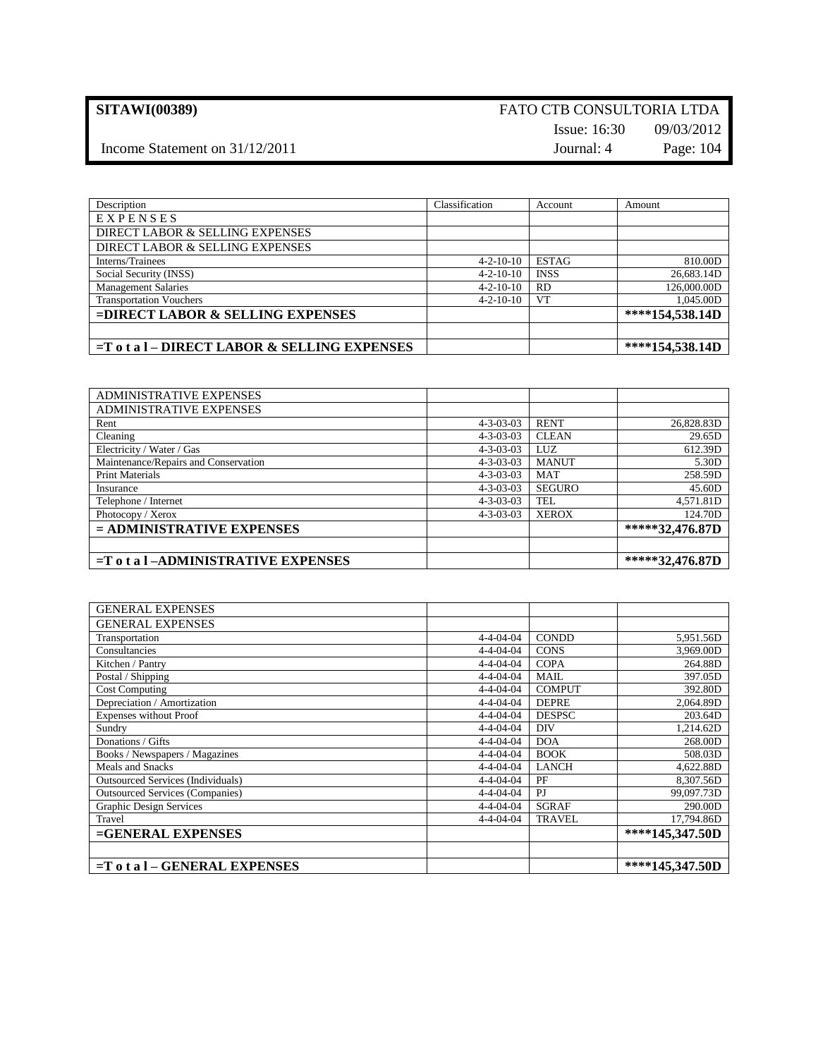**SITAWI(00389)** FATO CTB CONSULTORIA LTDA

Issue: 16:30 09/03/2012

Income Statement on 31/12/2011 Journal: 4 Page: 104

| Description | Classification | Account | Amount |
|---|---|---|---|
| E X P E N S E S | | | |
| DIRECT LABOR & SELLING EXPENSES | | | |
| DIRECT LABOR & SELLING EXPENSES | | | |
| Interns/Trainees | 4-2-10-10 | ESTAG | 810.00D |
| Social Security (INSS) | 4-2-10-10 | INSS | 26,683.14D |
| Management Salaries | 4-2-10-10 | RD | 126,000.00D |
| Transportation Vouchers | 4-2-10-10 | VT | 1,045.00D |
| **=DIRECT LABOR & SELLING EXPENSES** | | | **\*\*\*\*154,538.14D** |
| | | | |
| **=T o t a l – DIRECT LABOR & SELLING EXPENSES** | | | **\*\*\*\*154,538.14D** |

| Description | Classification | Account | Amount |
|---|---|---|---|
| ADMINISTRATIVE EXPENSES | | | |
| ADMINISTRATIVE EXPENSES | | | |
| Rent | 4-3-03-03 | RENT | 26,828.83D |
| Cleaning | 4-3-03-03 | CLEAN | 29.65D |
| Electricity / Water / Gas | 4-3-03-03 | LUZ | 612.39D |
| Maintenance/Repairs and Conservation | 4-3-03-03 | MANUT | 5.30D |
| Print Materials | 4-3-03-03 | MAT | 258.59D |
| Insurance | 4-3-03-03 | SEGURO | 45.60D |
| Telephone / Internet | 4-3-03-03 | TEL | 4,571.81D |
| Photocopy / Xerox | 4-3-03-03 | XEROX | 124.70D |
| **= ADMINISTRATIVE EXPENSES** | | | **\*\*\*\*\*32,476.87D** |
| | | | |
| **=T o t a l –ADMINISTRATIVE EXPENSES** | | | **\*\*\*\*\*32,476.87D** |

| Description | Classification | Account | Amount |
|---|---|---|---|
| GENERAL EXPENSES | | | |
| GENERAL EXPENSES | | | |
| Transportation | 4-4-04-04 | CONDD | 5,951.56D |
| Consultancies | 4-4-04-04 | CONS | 3,969.00D |
| Kitchen / Pantry | 4-4-04-04 | COPA | 264.88D |
| Postal / Shipping | 4-4-04-04 | MAIL | 397.05D |
| Cost Computing | 4-4-04-04 | COMPUT | 392.80D |
| Depreciation / Amortization | 4-4-04-04 | DEPRE | 2,064.89D |
| Expenses without Proof | 4-4-04-04 | DESPSC | 203.64D |
| Sundry | 4-4-04-04 | DIV | 1,214.62D |
| Donations / Gifts | 4-4-04-04 | DOA | 268.00D |
| Books / Newspapers / Magazines | 4-4-04-04 | BOOK | 508.03D |
| Meals and Snacks | 4-4-04-04 | LANCH | 4,622.88D |
| Outsourced Services (Individuals) | 4-4-04-04 | PF | 8,307.56D |
| Outsourced Services (Companies) | 4-4-04-04 | PJ | 99,097.73D |
| Graphic Design Services | 4-4-04-04 | SGRAF | 290.00D |
| Travel | 4-4-04-04 | TRAVEL | 17,794.86D |
| **=GENERAL EXPENSES** | | | **\*\*\*\*145,347.50D** |
| | | | |
| **=T o t a l – GENERAL EXPENSES** | | | **\*\*\*\*145,347.50D** |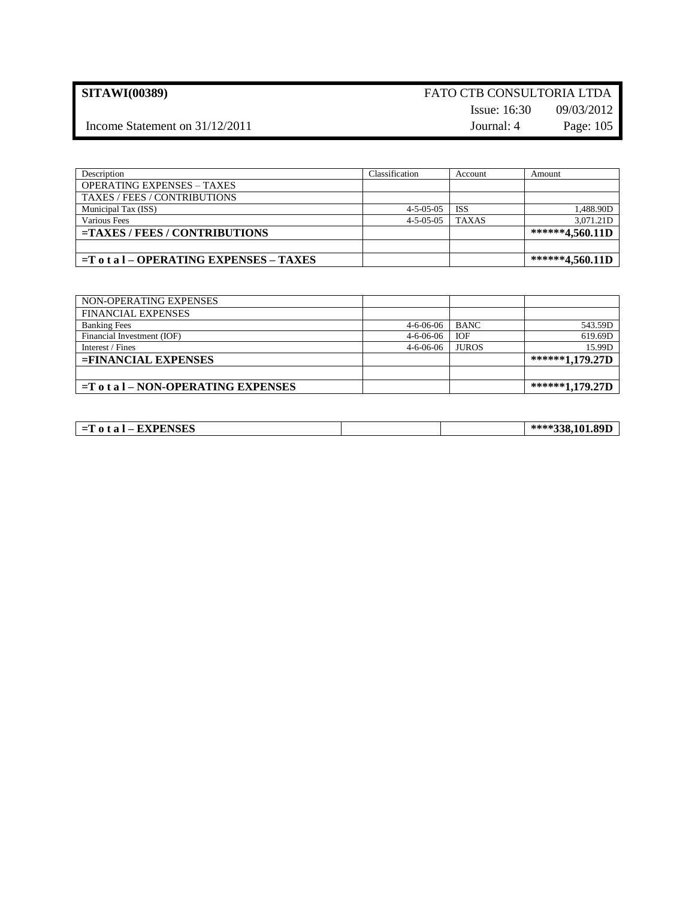**SITAWI(00389)** FATO CTB CONSULTORIA LTDA

Issue: 16:30 09/03/2012

Income Statement on 31/12/2011 Journal: 4 Page: 105

| Description | Classification | Account | Amount |
|---|---|---|---|
| OPERATING EXPENSES – TAXES | | | |
| TAXES / FEES / CONTRIBUTIONS | | | |
| Municipal Tax (ISS) | 4-5-05-05 | ISS | 1,488.90D |
| Various Fees | 4-5-05-05 | TAXAS | 3,071.21D |
| **=TAXES / FEES / CONTRIBUTIONS** | | | ********4,560.11D** |
| | | | |
| **=T o t a l – OPERATING EXPENSES – TAXES** | | | ********4,560.11D** |

| NON-OPERATING EXPENSES | | | |
|---|---|---|---|
| FINANCIAL EXPENSES | | | |
| Banking Fees | 4-6-06-06 | BANC | 543.59D |
| Financial Investment (IOF) | 4-6-06-06 | IOF | 619.69D |
| Interest / Fines | 4-6-06-06 | JUROS | 15.99D |
| **=FINANCIAL EXPENSES** | | | ********1,179.27D** |
| | | | |
| **=T o t a l – NON-OPERATING EXPENSES** | | | ********1,179.27D** |

| **=T o t a l – EXPENSES** | | | *****338,101.89D** |
|---|---|---|---|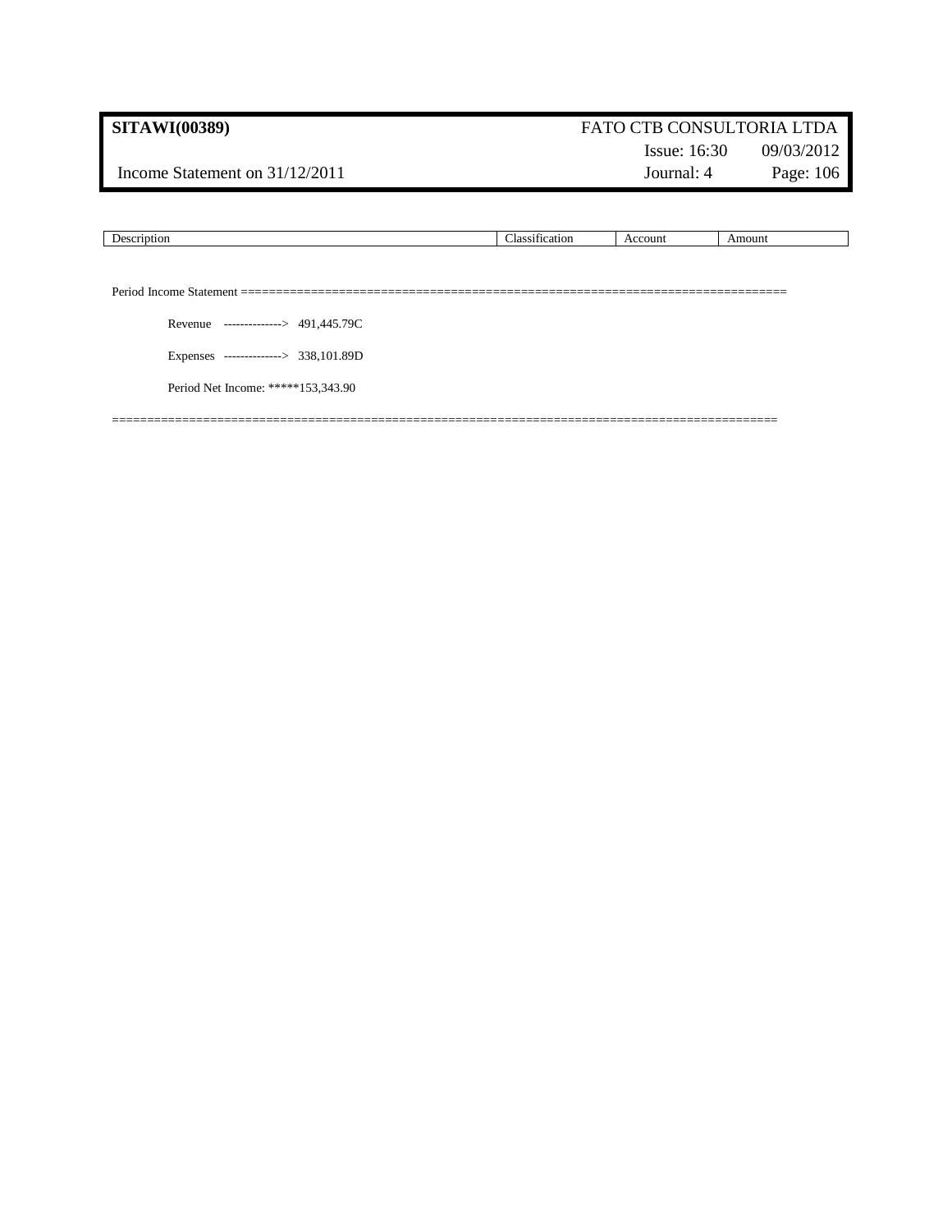**SITAWI(00389)** FATO CTB CONSULTORIA LTDA

Issue: 16:30 09/03/2012

Income Statement on 31/12/2011 Journal: 4 Page: 106

| Description | Classification | Account | Amount |
|---|---|---|---|

Period Income Statement ===========================================================================

Revenue --------------> 491,445.79C

Expenses --------------> 338,101.89D

Period Net Income: *****153,343.90

==========================================================================================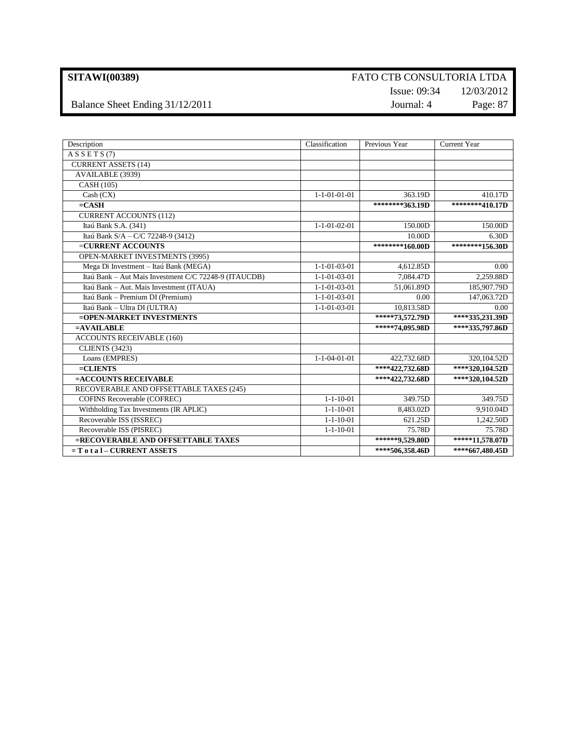**SITAWI(00389)** FATO CTB CONSULTORIA LTDA

Issue: 09:34 12/03/2012

Balance Sheet Ending 31/12/2011 Journal: 4 Page: 87

| Description | Classification | Previous Year | Current Year |
|---|---|---|---|
| A S S E T S (7) | | | |
| CURRENT ASSETS (14) | | | |
| AVAILABLE (3939) | | | |
| CASH (105) | | | |
| Cash (CX) | 1-1-01-01-01 | 363.19D | 410.17D |
| **=CASH** | | **********363.19D** | **********410.17D** |
| CURRENT ACCOUNTS (112) | | | |
| Itaú Bank S.A. (341) | 1-1-01-02-01 | 150.00D | 150.00D |
| Itaú Bank S/A – C/C 72248-9 (3412) | | 10.00D | 6.30D |
| **=CURRENT ACCOUNTS** | | **********160.00D** | **********156.30D** |
| OPEN-MARKET INVESTMENTS (3995) | | | |
| Mega Di Investment – Itaú Bank (MEGA) | 1-1-01-03-01 | 4,612.85D | 0.00 |
| Itaú Bank – Aut Mais Investment C/C 72248-9 (ITAUCDB) | 1-1-01-03-01 | 7,084.47D | 2,259.88D |
| Itaú Bank – Aut. Mais Investment (ITAUA) | 1-1-01-03-01 | 51,061.89D | 185,907.79D |
| Itaú Bank – Premium DI (Premium) | 1-1-01-03-01 | 0.00 | 147,063.72D |
| Itaú Bank – Ultra DI (ULTRA) | 1-1-01-03-01 | 10,813.58D | 0.00 |
| **=OPEN-MARKET INVESTMENTS** | | *******73,572.79D** | ******335,231.39D** |
| **=AVAILABLE** | | *******74,095.98D** | ******335,797.86D** |
| ACCOUNTS RECEIVABLE (160) | | | |
| CLIENTS (3423) | | | |
| Loans (EMPRES) | 1-1-04-01-01 | 422,732.68D | 320,104.52D |
| **=CLIENTS** | | ******422,732.68D** | ******320,104.52D** |
| **=ACCOUNTS RECEIVABLE** | | ******422,732.68D** | ******320,104.52D** |
| RECOVERABLE AND OFFSETTABLE TAXES (245) | | | |
| COFINS Recoverable (COFREC) | 1-1-10-01 | 349.75D | 349.75D |
| Withholding Tax Investments (IR APLIC) | 1-1-10-01 | 8,483.02D | 9,910.04D |
| Recoverable ISS (ISSREC) | 1-1-10-01 | 621.25D | 1,242.50D |
| Recoverable ISS (PISREC) | 1-1-10-01 | 75.78D | 75.78D |
| **=RECOVERABLE AND OFFSETTABLE TAXES** | | ********9,529.80D** | *******11,578.07D** |
| **= T o t a l – CURRENT ASSETS** | | ******506,358.46D** | ******667,480.45D** |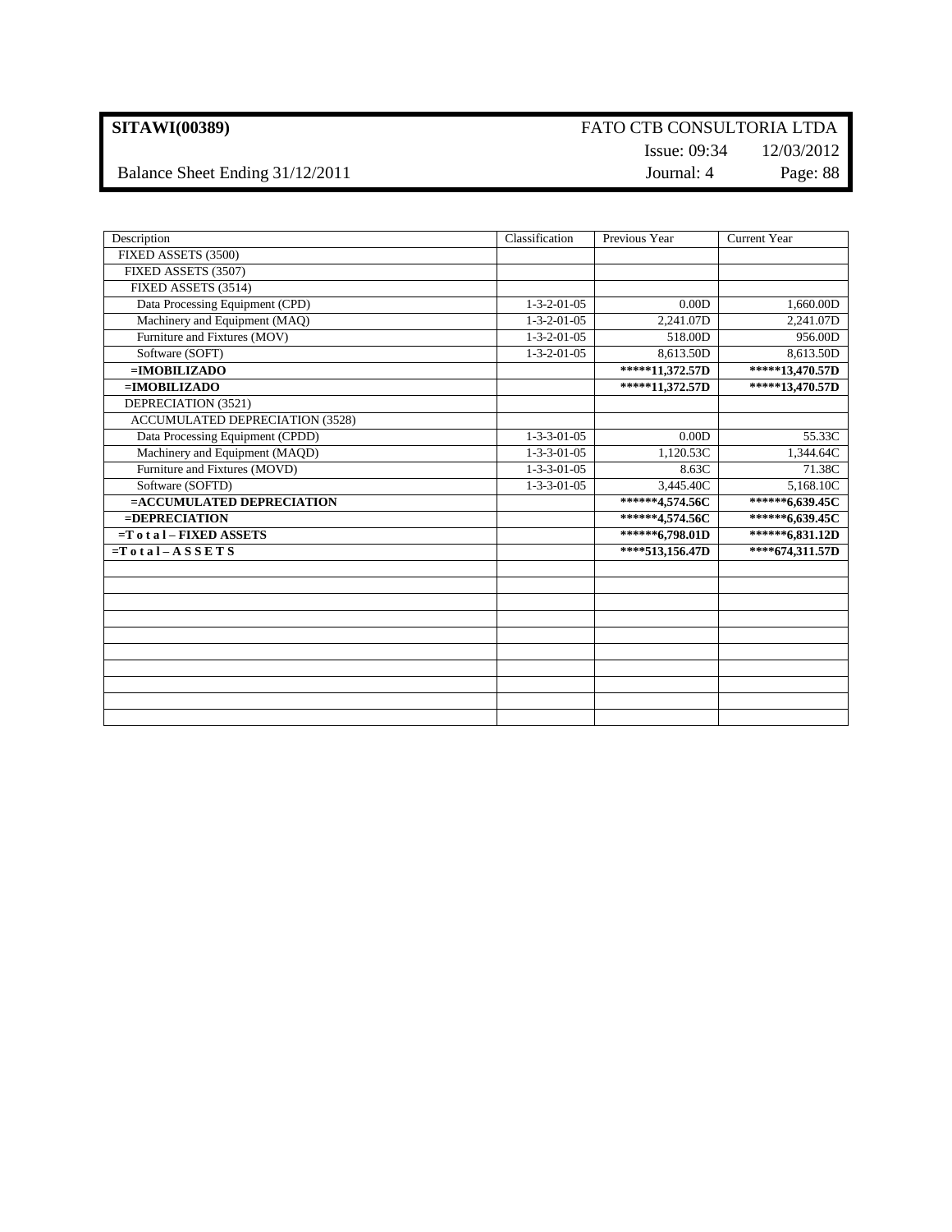| Description | Classification | Previous Year | Current Year |
|---|---|---|---|
| FIXED ASSETS (3500) | | | |
| FIXED ASSETS (3507) | | | |
| FIXED ASSETS (3514) | | | |
| Data Processing Equipment (CPD) | 1-3-2-01-05 | 0.00D | 1,660.00D |
| Machinery and Equipment (MAQ) | 1-3-2-01-05 | 2,241.07D | 2,241.07D |
| Furniture and Fixtures (MOV) | 1-3-2-01-05 | 518.00D | 956.00D |
| Software (SOFT) | 1-3-2-01-05 | 8,613.50D | 8,613.50D |
| **=IMOBILIZADO** | | **\*\*\*\*\*11,372.57D** | **\*\*\*\*\*13,470.57D** |
| **=IMOBILIZADO** | | **\*\*\*\*\*11,372.57D** | **\*\*\*\*\*13,470.57D** |
| DEPRECIATION (3521) | | | |
| ACCUMULATED DEPRECIATION (3528) | | | |
| Data Processing Equipment (CPDD) | 1-3-3-01-05 | 0.00D | 55.33C |
| Machinery and Equipment (MAQD) | 1-3-3-01-05 | 1,120.53C | 1,344.64C |
| Furniture and Fixtures (MOVD) | 1-3-3-01-05 | 8.63C | 71.38C |
| Software (SOFTD) | 1-3-3-01-05 | 3,445.40C | 5,168.10C |
| **=ACCUMULATED DEPRECIATION** | | **\*\*\*\*\*\*4,574.56C** | **\*\*\*\*\*\*6,639.45C** |
| **=DEPRECIATION** | | **\*\*\*\*\*\*4,574.56C** | **\*\*\*\*\*\*6,639.45C** |
| **=T o t a l – FIXED ASSETS** | | **\*\*\*\*\*\*6,798.01D** | **\*\*\*\*\*\*6,831.12D** |
| **=T o t a l – A S S E T S** | | **\*\*\*\*513,156.47D** | **\*\*\*\*674,311.57D** |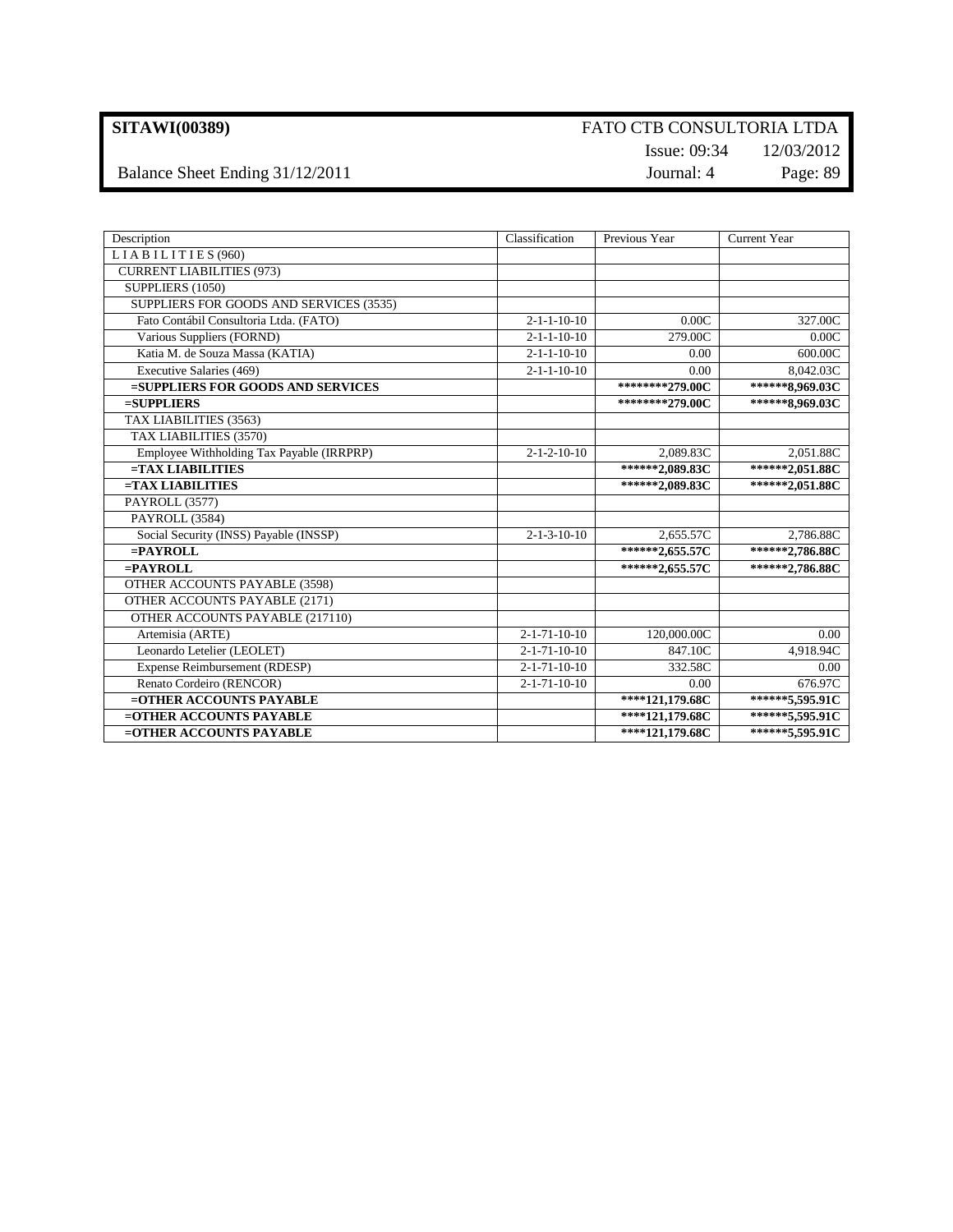**SITAWI(00389)** FATO CTB CONSULTORIA LTDA

Issue: 09:34 12/03/2012

Balance Sheet Ending 31/12/2011 Journal: 4 Page: 89

| Description | Classification | Previous Year | Current Year |
|---|---|---|---|
| L I A B I L I T I E S (960) | | | |
| CURRENT LIABILITIES (973) | | | |
| SUPPLIERS (1050) | | | |
| SUPPLIERS FOR GOODS AND SERVICES (3535) | | | |
| Fato Contábil Consultoria Ltda. (FATO) | 2-1-1-10-10 | 0.00C | 327.00C |
| Various Suppliers (FORND) | 2-1-1-10-10 | 279.00C | 0.00C |
| Katia M. de Souza Massa (KATIA) | 2-1-1-10-10 | 0.00 | 600.00C |
| Executive Salaries (469) | 2-1-1-10-10 | 0.00 | 8,042.03C |
| **=SUPPLIERS FOR GOODS AND SERVICES** | | **********279.00C** | ********8,969.03C** |
| **=SUPPLIERS** | | **********279.00C** | ********8,969.03C** |
| TAX LIABILITIES (3563) | | | |
| TAX LIABILITIES (3570) | | | |
| Employee Withholding Tax Payable (IRRPRP) | 2-1-2-10-10 | 2,089.83C | 2,051.88C |
| **=TAX LIABILITIES** | | ********2,089.83C** | ********2,051.88C** |
| **=TAX LIABILITIES** | | ********2,089.83C** | ********2,051.88C** |
| PAYROLL (3577) | | | |
| PAYROLL (3584) | | | |
| Social Security (INSS) Payable (INSSP) | 2-1-3-10-10 | 2,655.57C | 2,786.88C |
| **=PAYROLL** | | ********2,655.57C** | ********2,786.88C** |
| **=PAYROLL** | | ********2,655.57C** | ********2,786.88C** |
| OTHER ACCOUNTS PAYABLE (3598) | | | |
| OTHER ACCOUNTS PAYABLE (2171) | | | |
| OTHER ACCOUNTS PAYABLE (217110) | | | |
| Artemisia (ARTE) | 2-1-71-10-10 | 120,000.00C | 0.00 |
| Leonardo Letelier (LEOLET) | 2-1-71-10-10 | 847.10C | 4,918.94C |
| Expense Reimbursement (RDESP) | 2-1-71-10-10 | 332.58C | 0.00 |
| Renato Cordeiro (RENCOR) | 2-1-71-10-10 | 0.00 | 676.97C |
| **=OTHER ACCOUNTS PAYABLE** | | ******121,179.68C** | ********5,595.91C** |
| **=OTHER ACCOUNTS PAYABLE** | | ******121,179.68C** | ********5,595.91C** |
| **=OTHER ACCOUNTS PAYABLE** | | ******121,179.68C** | ********5,595.91C** |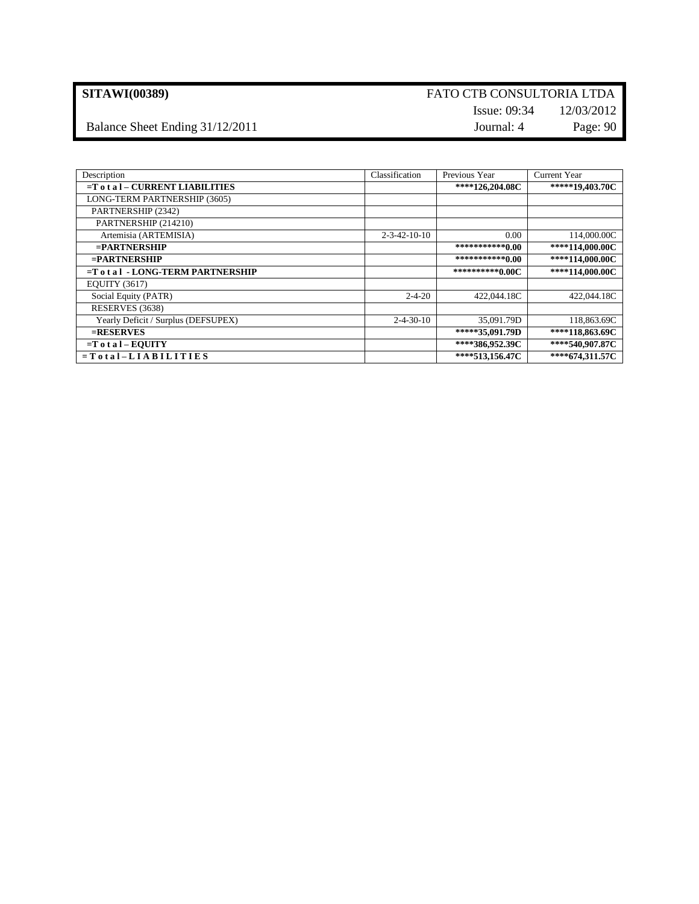| **SITAWI(00389)** | FATO CTB CONSULTORIA LTDA | |
|---|---|---|
| | Issue: 09:34 | 12/03/2012 |
| Balance Sheet Ending 31/12/2011 | Journal: 4 | Page: 90 |

| Description | Classification | Previous Year | Current Year |
|---|---|---|---|
| **=T o t a l – CURRENT LIABILITIES** | | **\*\*\*\*126,204.08C** | **\*\*\*\*\*19,403.70C** |
| LONG-TERM PARTNERSHIP (3605) | | | |
| PARTNERSHIP (2342) | | | |
| PARTNERSHIP (214210) | | | |
| Artemisia (ARTEMISIA) | 2-3-42-10-10 | 0.00 | 114,000.00C |
| **=PARTNERSHIP** | | **\*\*\*\*\*\*\*\*\*\*\*0.00** | **\*\*\*\*114,000.00C** |
| **=PARTNERSHIP** | | **\*\*\*\*\*\*\*\*\*\*\*0.00** | **\*\*\*\*114,000.00C** |
| **=T o t a l - LONG-TERM PARTNERSHIP** | | **\*\*\*\*\*\*\*\*\*\*0.00C** | **\*\*\*\*114,000.00C** |
| EQUITY (3617) | | | |
| Social Equity (PATR) | 2-4-20 | 422,044.18C | 422,044.18C |
| RESERVES (3638) | | | |
| Yearly Deficit / Surplus (DEFSUPEX) | 2-4-30-10 | 35,091.79D | 118,863.69C |
| **=RESERVES** | | **\*\*\*\*\*35,091.79D** | **\*\*\*\*118,863.69C** |
| **=T o t a l – EQUITY** | | **\*\*\*\*386,952.39C** | **\*\*\*\*540,907.87C** |
| **= T o t a l – L I A B I L I T I E S** | | **\*\*\*\*513,156.47C** | **\*\*\*\*674,311.57C** |